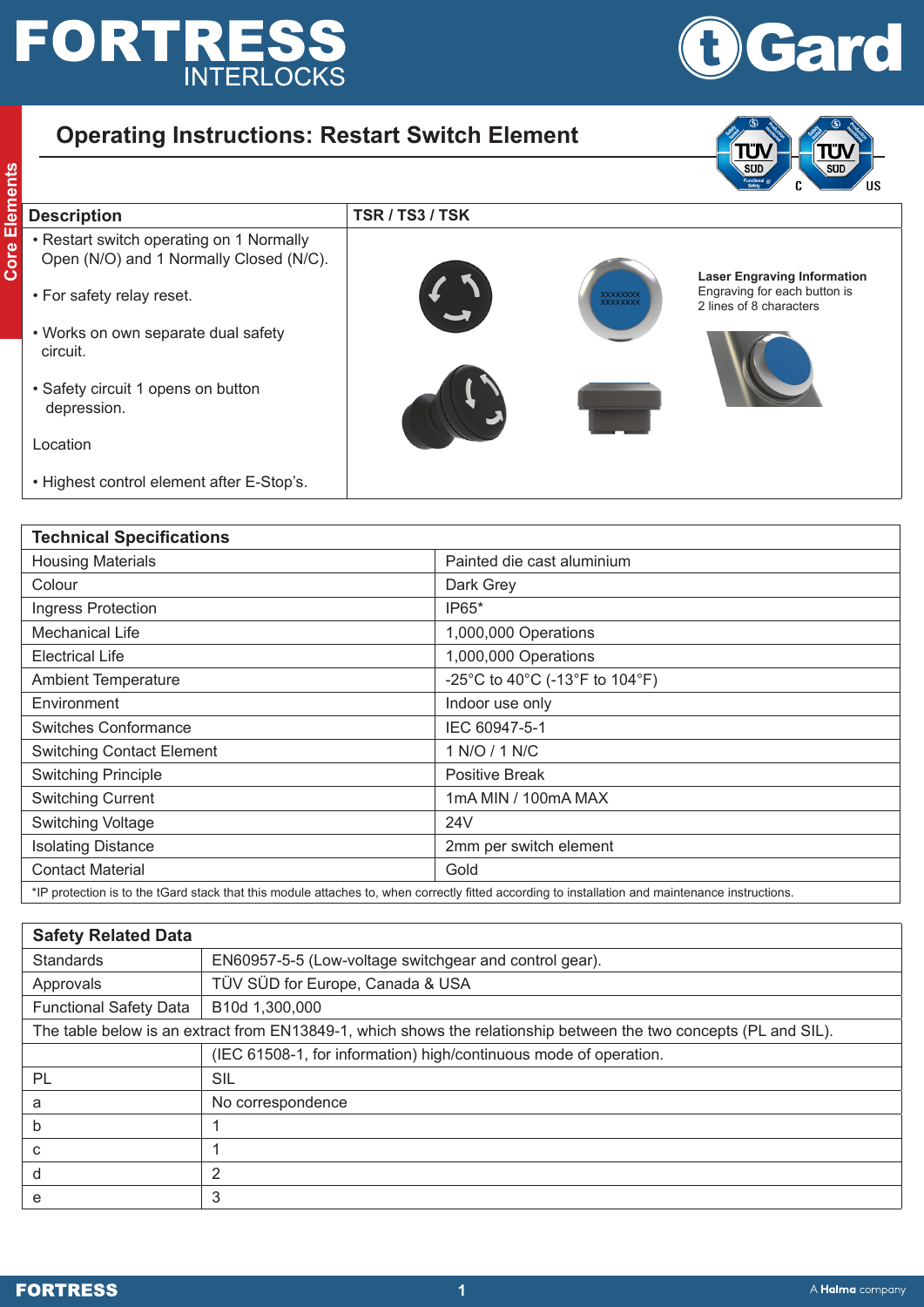# FORTRESS INTERLOCKS

tGard

## Operating Instructions: Restart Switch Element

Core Elements

| Description | TSR / TS3 / TSK |
|---|---|
| • Restart switch operating on 1 Normally Open (N/O) and 1 Normally Closed (N/C).<br><br>• For safety relay reset.<br><br>• Works on own separate dual safety circuit.<br><br>• Safety circuit 1 opens on button depression.<br><br>Location<br><br>• Highest control element after E-Stop's. | XXXXXXXX<br>XXXXXXXX<br><br>**Laser Engraving Information**<br>Engraving for each button is 2 lines of 8 characters |

| Technical Specifications | |
|---|---|
| Housing Materials | Painted die cast aluminium |
| Colour | Dark Grey |
| Ingress Protection | IP65* |
| Mechanical Life | 1,000,000 Operations |
| Electrical Life | 1,000,000 Operations |
| Ambient Temperature | -25°C to 40°C (-13°F to 104°F) |
| Environment | Indoor use only |
| Switches Conformance | IEC 60947-5-1 |
| Switching Contact Element | 1 N/O / 1 N/C |
| Switching Principle | Positive Break |
| Switching Current | 1mA MIN / 100mA MAX |
| Switching Voltage | 24V |
| Isolating Distance | 2mm per switch element |
| Contact Material | Gold |

*IP protection is to the tGard stack that this module attaches to, when correctly fitted according to installation and maintenance instructions.

| Safety Related Data | |
|---|---|
| Standards | EN60957-5-5 (Low-voltage switchgear and control gear). |
| Approvals | TÜV SÜD for Europe, Canada & USA |
| Functional Safety Data | B10d 1,300,000 |
| The table below is an extract from EN13849-1, which shows the relationship between the two concepts (PL and SIL). | |
| | (IEC 61508-1, for information) high/continuous mode of operation. |
| PL | SIL |
| a | No correspondence |
| b | 1 |
| c | 1 |
| d | 2 |
| e | 3 |

FORTRESS — A Halma company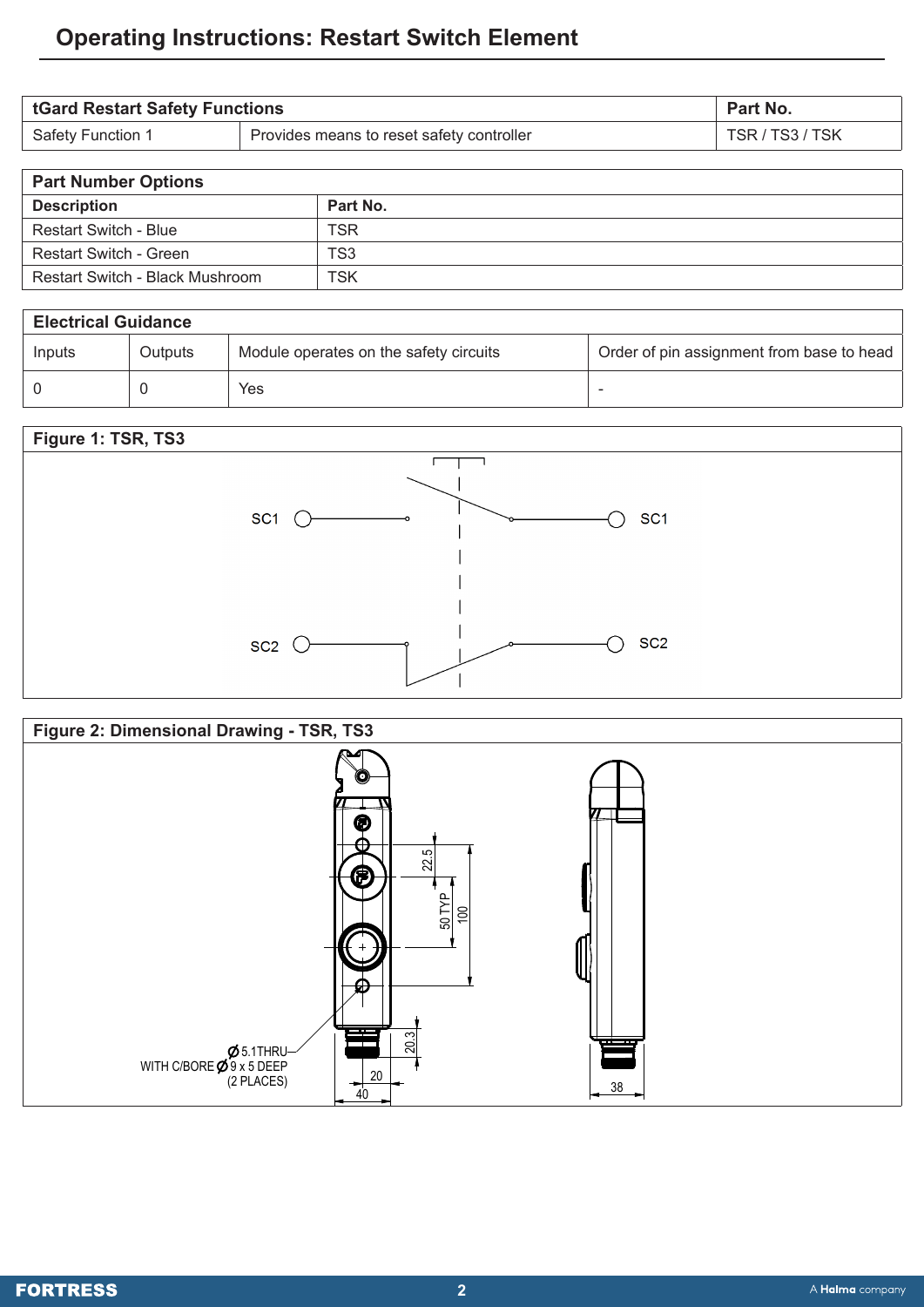## Operating Instructions: Restart Switch Element

| tGard Restart Safety Functions | | Part No. |
|---|---|---|
| Safety Function 1 | Provides means to reset safety controller | TSR / TS3 / TSK |

| Part Number Options | |
|---|---|
| **Description** | **Part No.** |
| Restart Switch - Blue | TSR |
| Restart Switch - Green | TS3 |
| Restart Switch - Black Mushroom | TSK |

| Electrical Guidance | | | |
|---|---|---|---|
| Inputs | Outputs | Module operates on the safety circuits | Order of pin assignment from base to head |
| 0 | 0 | Yes | - |

**Figure 1: TSR, TS3**

SC1 SC1

SC2 SC2

**Figure 2: Dimensional Drawing - TSR, TS3**

22.5

50 TYP

100

20.3

Ø 5.1THRU
WITH C/BORE Ø 9 x 5 DEEP
(2 PLACES)

20

40

38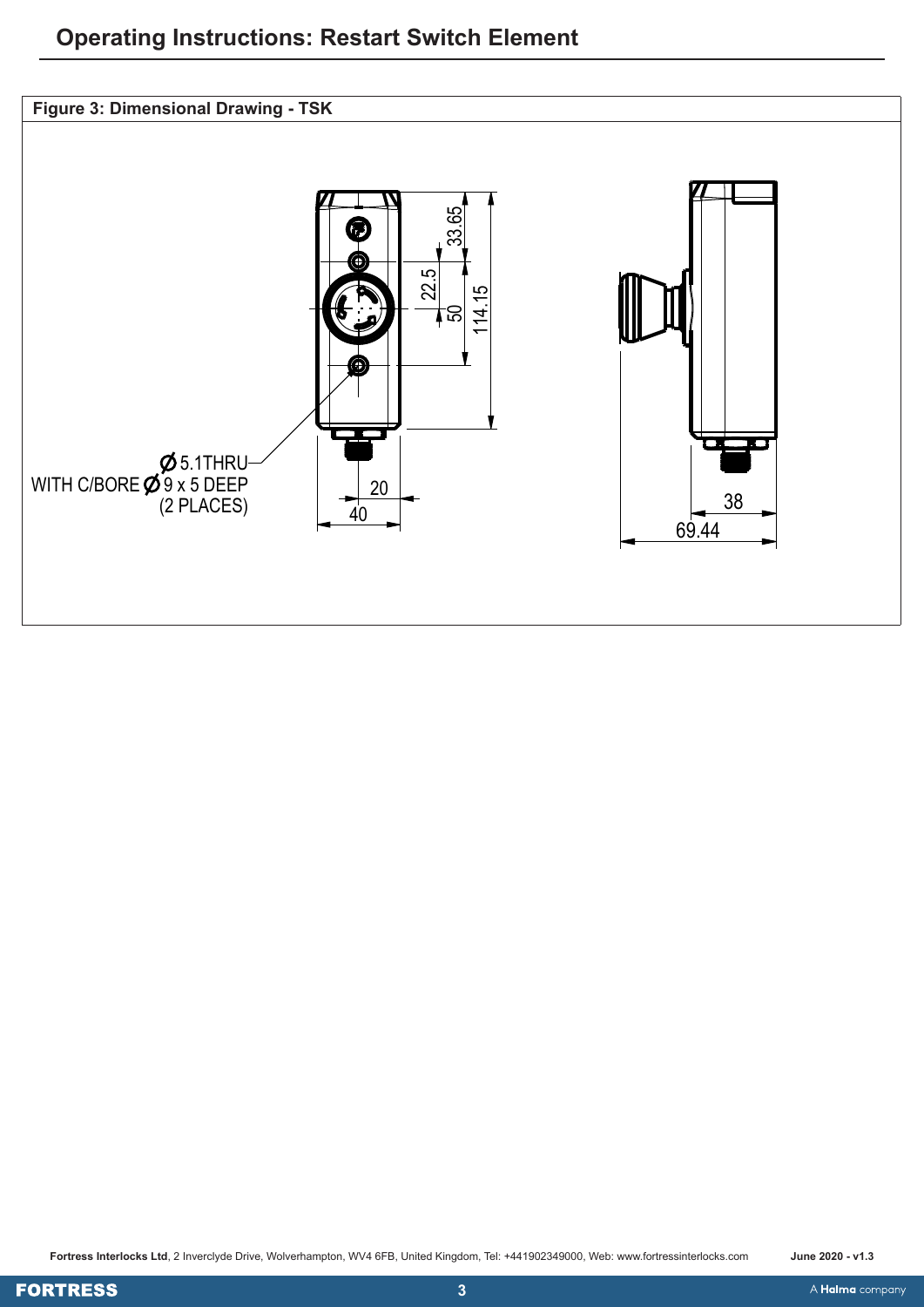## Operating Instructions: Restart Switch Element

**Figure 3: Dimensional Drawing - TSK**

33.65
22.5
50
114.15
Ø 5.1THRU
WITH C/BORE Ø 9 x 5 DEEP
(2 PLACES)
20
40
38
69.44

**Fortress Interlocks Ltd**, 2 Inverclyde Drive, Wolverhampton, WV4 6FB, United Kingdom, Tel: +441902349000, Web: www.fortressinterlocks.com **June 2020 - v1.3**